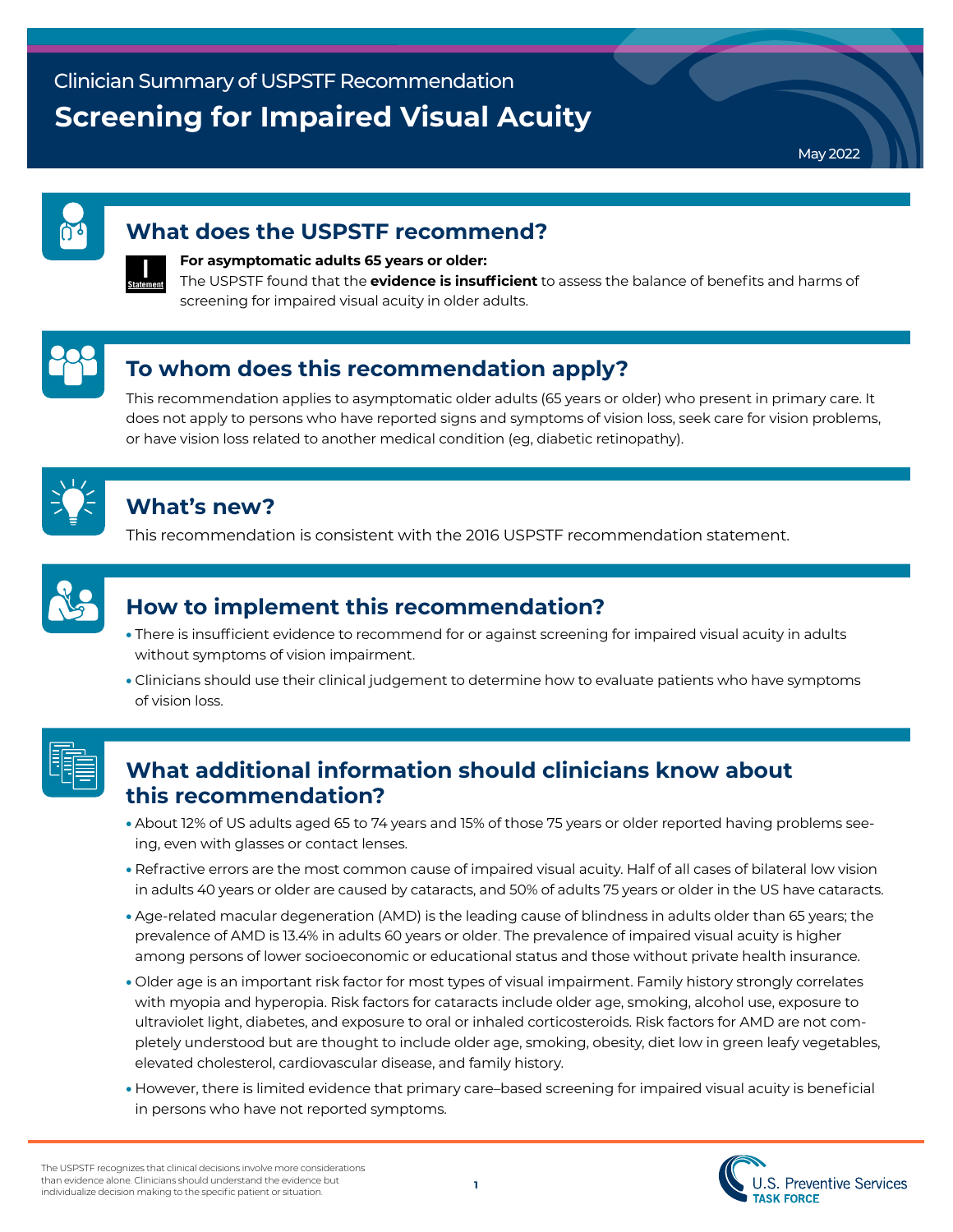Clinician Summary of USPSTF Recommendation

# Screening for Impaired Visual Acuity

May 2022

## What does the USPSTF recommend?

I Statement

**For asymptomatic adults 65 years or older:**
The USPSTF found that the **evidence is insufficient** to assess the balance of benefits and harms of screening for impaired visual acuity in older adults.

## To whom does this recommendation apply?

This recommendation applies to asymptomatic older adults (65 years or older) who present in primary care. It does not apply to persons who have reported signs and symptoms of vision loss, seek care for vision problems, or have vision loss related to another medical condition (eg, diabetic retinopathy).

## What's new?

This recommendation is consistent with the 2016 USPSTF recommendation statement.

## How to implement this recommendation?

- There is insufficient evidence to recommend for or against screening for impaired visual acuity in adults without symptoms of vision impairment.
- Clinicians should use their clinical judgement to determine how to evaluate patients who have symptoms of vision loss.

## What additional information should clinicians know about this recommendation?

- About 12% of US adults aged 65 to 74 years and 15% of those 75 years or older reported having problems seeing, even with glasses or contact lenses.
- Refractive errors are the most common cause of impaired visual acuity. Half of all cases of bilateral low vision in adults 40 years or older are caused by cataracts, and 50% of adults 75 years or older in the US have cataracts.
- Age-related macular degeneration (AMD) is the leading cause of blindness in adults older than 65 years; the prevalence of AMD is 13.4% in adults 60 years or older. The prevalence of impaired visual acuity is higher among persons of lower socioeconomic or educational status and those without private health insurance.
- Older age is an important risk factor for most types of visual impairment. Family history strongly correlates with myopia and hyperopia. Risk factors for cataracts include older age, smoking, alcohol use, exposure to ultraviolet light, diabetes, and exposure to oral or inhaled corticosteroids. Risk factors for AMD are not completely understood but are thought to include older age, smoking, obesity, diet low in green leafy vegetables, elevated cholesterol, cardiovascular disease, and family history.
- However, there is limited evidence that primary care–based screening for impaired visual acuity is beneficial in persons who have not reported symptoms.

The USPSTF recognizes that clinical decisions involve more considerations than evidence alone. Clinicians should understand the evidence but individualize decision making to the specific patient or situation.

U.S. Preventive Services TASK FORCE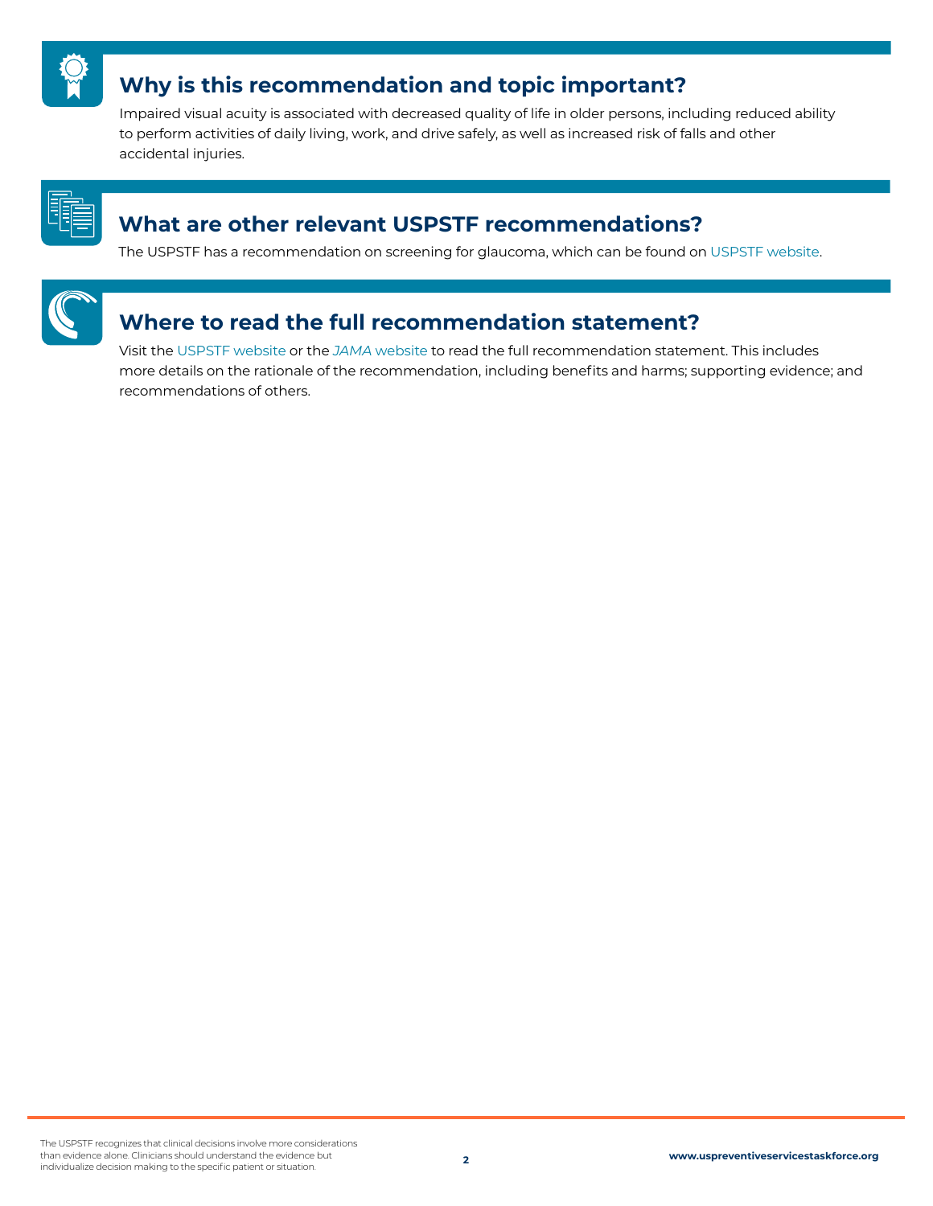## Why is this recommendation and topic important?

Impaired visual acuity is associated with decreased quality of life in older persons, including reduced ability to perform activities of daily living, work, and drive safely, as well as increased risk of falls and other accidental injuries.

## What are other relevant USPSTF recommendations?

The USPSTF has a recommendation on screening for glaucoma, which can be found on USPSTF website.

## Where to read the full recommendation statement?

Visit the USPSTF website or the *JAMA* website to read the full recommendation statement. This includes more details on the rationale of the recommendation, including benefits and harms; supporting evidence; and recommendations of others.

The USPSTF recognizes that clinical decisions involve more considerations than evidence alone. Clinicians should understand the evidence but individualize decision making to the specific patient or situation.